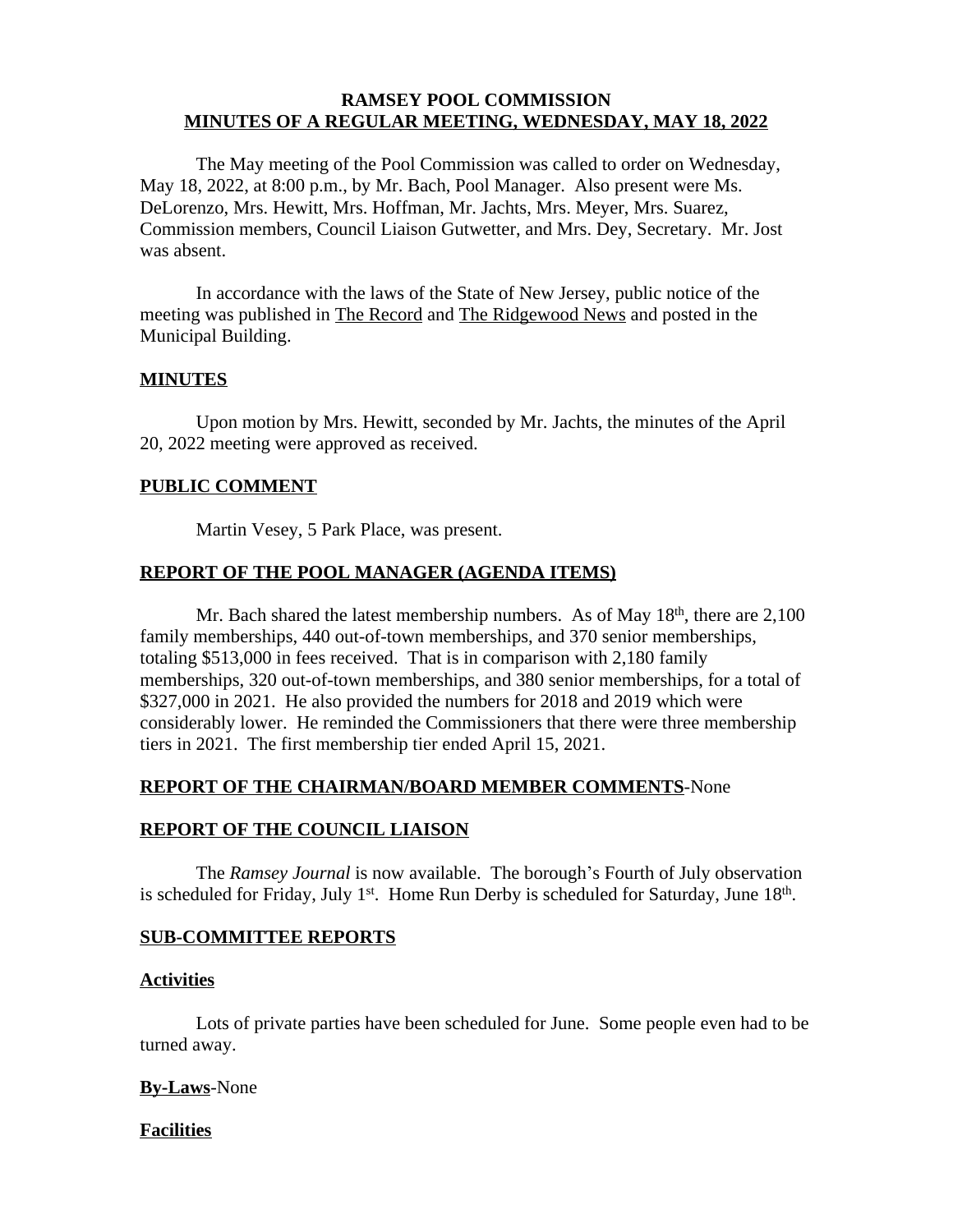# RAMSEY POOL COMMISSION

## MINUTES OF A REGULAR MEETING, WEDNESDAY, MAY 18, 2022

The May meeting of the Pool Commission was called to order on Wednesday, May 18, 2022, at 8:00 p.m., by Mr. Bach, Pool Manager. Also present were Ms. DeLorenzo, Mrs. Hewitt, Mrs. Hoffman, Mr. Jachts, Mrs. Meyer, Mrs. Suarez, Commission members, Council Liaison Gutwetter, and Mrs. Dey, Secretary. Mr. Jost was absent.

In accordance with the laws of the State of New Jersey, public notice of the meeting was published in The Record and The Ridgewood News and posted in the Municipal Building.

### MINUTES

Upon motion by Mrs. Hewitt, seconded by Mr. Jachts, the minutes of the April 20, 2022 meeting were approved as received.

### PUBLIC COMMENT

Martin Vesey, 5 Park Place, was present.

### REPORT OF THE POOL MANAGER (AGENDA ITEMS)

Mr. Bach shared the latest membership numbers. As of May 18th, there are 2,100 family memberships, 440 out-of-town memberships, and 370 senior memberships, totaling $513,000 in fees received. That is in comparison with 2,180 family memberships, 320 out-of-town memberships, and 380 senior memberships, for a total of $327,000 in 2021. He also provided the numbers for 2018 and 2019 which were considerably lower. He reminded the Commissioners that there were three membership tiers in 2021. The first membership tier ended April 15, 2021.

### REPORT OF THE CHAIRMAN/BOARD MEMBER COMMENTS-None

### REPORT OF THE COUNCIL LIAISON

The *Ramsey Journal* is now available. The borough's Fourth of July observation is scheduled for Friday, July 1st. Home Run Derby is scheduled for Saturday, June 18th.

### SUB-COMMITTEE REPORTS

#### Activities

Lots of private parties have been scheduled for June. Some people even had to be turned away.

#### By-Laws-None

#### Facilities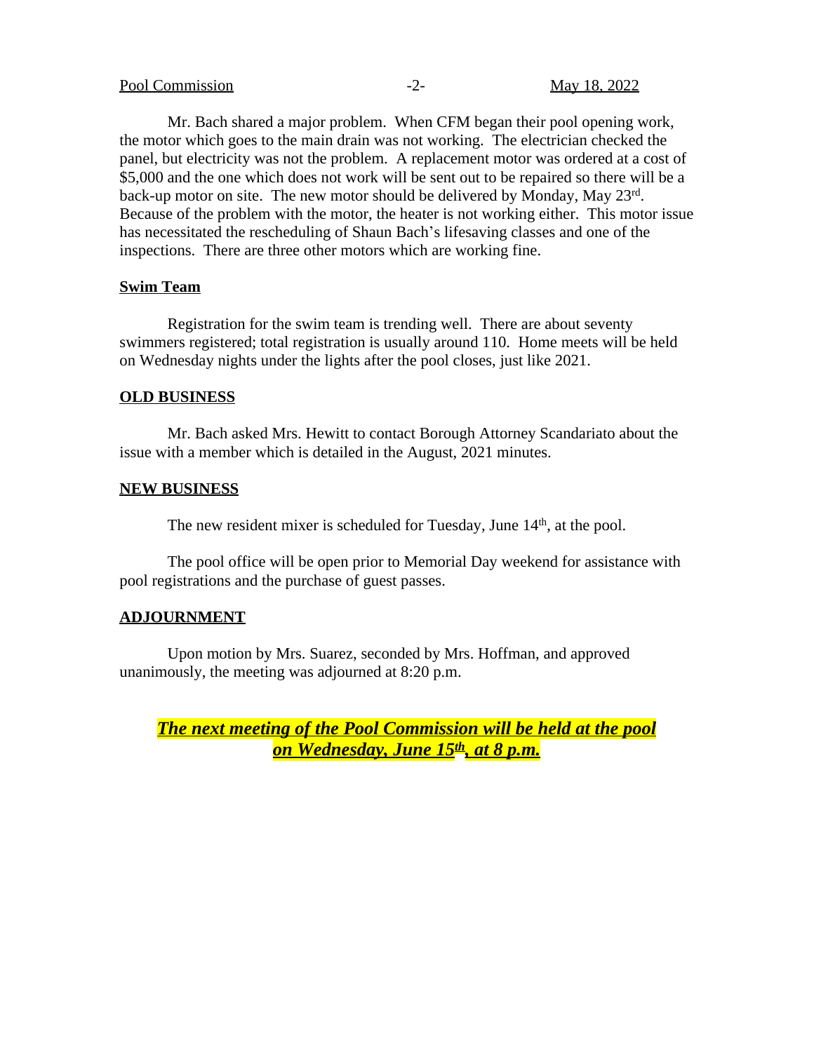Mr. Bach shared a major problem. When CFM began their pool opening work, the motor which goes to the main drain was not working. The electrician checked the panel, but electricity was not the problem. A replacement motor was ordered at a cost of $5,000 and the one which does not work will be sent out to be repaired so there will be a back-up motor on site. The new motor should be delivered by Monday, May 23rd. Because of the problem with the motor, the heater is not working either. This motor issue has necessitated the rescheduling of Shaun Bach's lifesaving classes and one of the inspections. There are three other motors which are working fine.

**Swim Team**

Registration for the swim team is trending well. There are about seventy swimmers registered; total registration is usually around 110. Home meets will be held on Wednesday nights under the lights after the pool closes, just like 2021.

**OLD BUSINESS**

Mr. Bach asked Mrs. Hewitt to contact Borough Attorney Scandariato about the issue with a member which is detailed in the August, 2021 minutes.

**NEW BUSINESS**

The new resident mixer is scheduled for Tuesday, June 14th, at the pool.

The pool office will be open prior to Memorial Day weekend for assistance with pool registrations and the purchase of guest passes.

**ADJOURNMENT**

Upon motion by Mrs. Suarez, seconded by Mrs. Hoffman, and approved unanimously, the meeting was adjourned at 8:20 p.m.

***The next meeting of the Pool Commission will be held at the pool on Wednesday, June 15th, at 8 p.m.***